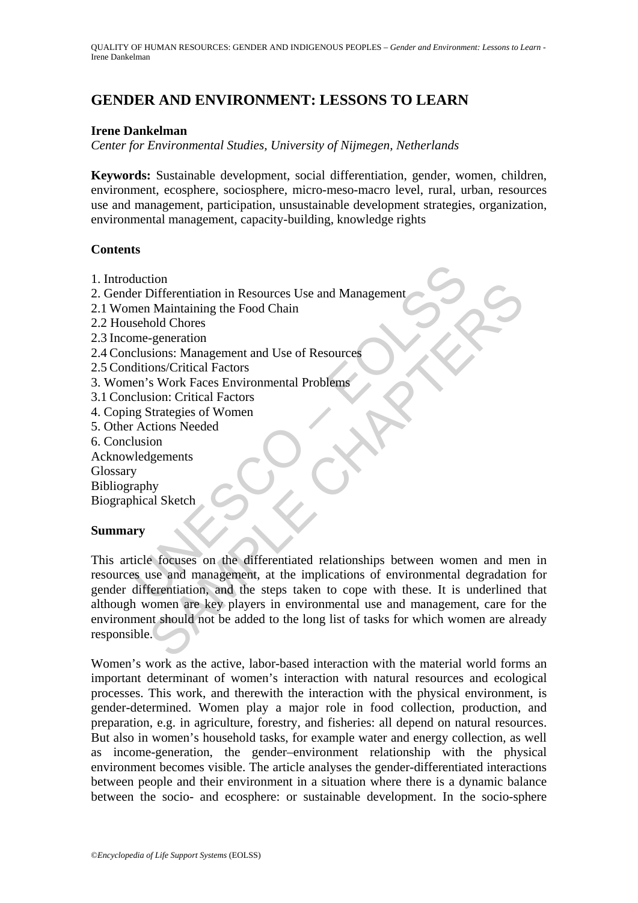# GENDER AND ENVIRONMENT: LESSONS TO LEARN

**Irene Dankelman**

*Center for Environmental Studies, University of Nijmegen, Netherlands*

**Keywords:** Sustainable development, social differentiation, gender, women, children, environment, ecosphere, sociosphere, micro-meso-macro level, rural, urban, resources use and management, participation, unsustainable development strategies, organization, environmental management, capacity-building, knowledge rights

**Contents**

1. Introduction
2. Gender Differentiation in Resources Use and Management
2.1 Women Maintaining the Food Chain
2.2 Household Chores
2.3 Income-generation
2.4 Conclusions: Management and Use of Resources
2.5 Conditions/Critical Factors
3. Women's Work Faces Environmental Problems
3.1 Conclusion: Critical Factors
4. Coping Strategies of Women
5. Other Actions Needed
6. Conclusion

Acknowledgements
Glossary
Bibliography
Biographical Sketch

**Summary**

This article focuses on the differentiated relationships between women and men in resources use and management, at the implications of environmental degradation for gender differentiation, and the steps taken to cope with these. It is underlined that although women are key players in environmental use and management, care for the environment should not be added to the long list of tasks for which women are already responsible.

Women's work as the active, labor-based interaction with the material world forms an important determinant of women's interaction with natural resources and ecological processes. This work, and therewith the interaction with the physical environment, is gender-determined. Women play a major role in food collection, production, and preparation, e.g. in agriculture, forestry, and fisheries: all depend on natural resources. But also in women's household tasks, for example water and energy collection, as well as income-generation, the gender–environment relationship with the physical environment becomes visible. The article analyses the gender-differentiated interactions between people and their environment in a situation where there is a dynamic balance between the socio- and ecosphere: or sustainable development. In the socio-sphere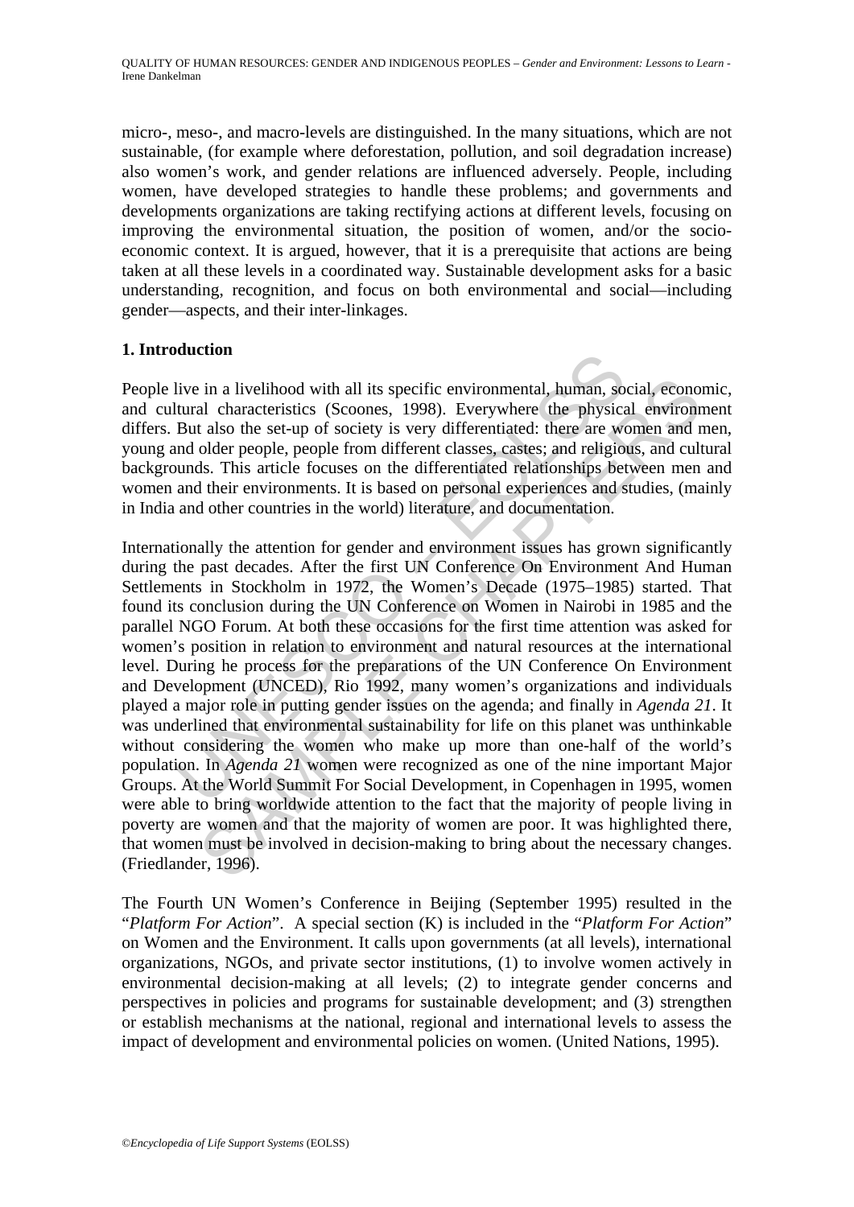micro-, meso-, and macro-levels are distinguished. In the many situations, which are not sustainable, (for example where deforestation, pollution, and soil degradation increase) also women's work, and gender relations are influenced adversely. People, including women, have developed strategies to handle these problems; and governments and developments organizations are taking rectifying actions at different levels, focusing on improving the environmental situation, the position of women, and/or the socio-economic context. It is argued, however, that it is a prerequisite that actions are being taken at all these levels in a coordinated way. Sustainable development asks for a basic understanding, recognition, and focus on both environmental and social—including gender—aspects, and their inter-linkages.

## 1. Introduction

People live in a livelihood with all its specific environmental, human, social, economic, and cultural characteristics (Scoones, 1998). Everywhere the physical environment differs. But also the set-up of society is very differentiated: there are women and men, young and older people, people from different classes, castes; and religious, and cultural backgrounds. This article focuses on the differentiated relationships between men and women and their environments. It is based on personal experiences and studies, (mainly in India and other countries in the world) literature, and documentation.

Internationally the attention for gender and environment issues has grown significantly during the past decades. After the first UN Conference On Environment And Human Settlements in Stockholm in 1972, the Women's Decade (1975–1985) started. That found its conclusion during the UN Conference on Women in Nairobi in 1985 and the parallel NGO Forum. At both these occasions for the first time attention was asked for women's position in relation to environment and natural resources at the international level. During he process for the preparations of the UN Conference On Environment and Development (UNCED), Rio 1992, many women's organizations and individuals played a major role in putting gender issues on the agenda; and finally in *Agenda 21*. It was underlined that environmental sustainability for life on this planet was unthinkable without considering the women who make up more than one-half of the world's population. In *Agenda 21* women were recognized as one of the nine important Major Groups. At the World Summit For Social Development, in Copenhagen in 1995, women were able to bring worldwide attention to the fact that the majority of people living in poverty are women and that the majority of women are poor. It was highlighted there, that women must be involved in decision-making to bring about the necessary changes. (Friedlander, 1996).

The Fourth UN Women's Conference in Beijing (September 1995) resulted in the "*Platform For Action*". A special section (K) is included in the "*Platform For Action*" on Women and the Environment. It calls upon governments (at all levels), international organizations, NGOs, and private sector institutions, (1) to involve women actively in environmental decision-making at all levels; (2) to integrate gender concerns and perspectives in policies and programs for sustainable development; and (3) strengthen or establish mechanisms at the national, regional and international levels to assess the impact of development and environmental policies on women. (United Nations, 1995).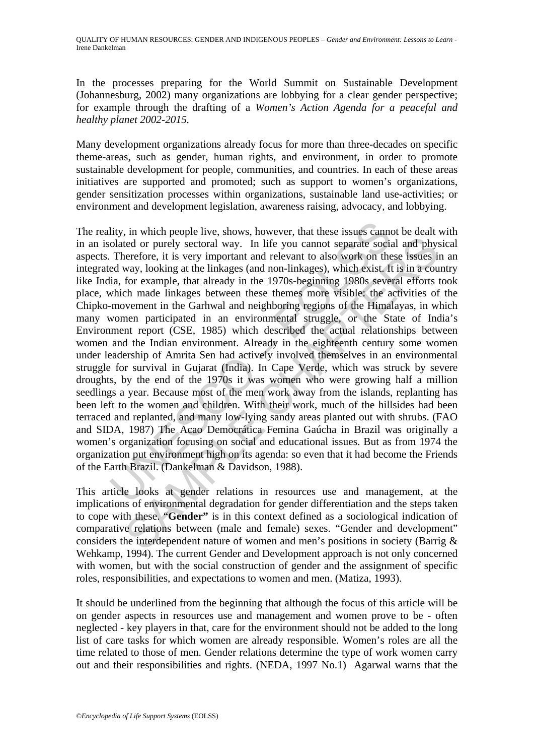In the processes preparing for the World Summit on Sustainable Development (Johannesburg, 2002) many organizations are lobbying for a clear gender perspective; for example through the drafting of a *Women's Action Agenda for a peaceful and healthy planet 2002-2015*.

Many development organizations already focus for more than three-decades on specific theme-areas, such as gender, human rights, and environment, in order to promote sustainable development for people, communities, and countries. In each of these areas initiatives are supported and promoted; such as support to women's organizations, gender sensitization processes within organizations, sustainable land use-activities; or environment and development legislation, awareness raising, advocacy, and lobbying.

The reality, in which people live, shows, however, that these issues cannot be dealt with in an isolated or purely sectoral way. In life you cannot separate social and physical aspects. Therefore, it is very important and relevant to also work on these issues in an integrated way, looking at the linkages (and non-linkages), which exist. It is in a country like India, for example, that already in the 1970s-beginning 1980s several efforts took place, which made linkages between these themes more visible: the activities of the Chipko-movement in the Garhwal and neighboring regions of the Himalayas, in which many women participated in an environmental struggle, or the State of India's Environment report (CSE, 1985) which described the actual relationships between women and the Indian environment. Already in the eighteenth century some women under leadership of Amrita Sen had actively involved themselves in an environmental struggle for survival in Gujarat (India). In Cape Verde, which was struck by severe droughts, by the end of the 1970s it was women who were growing half a million seedlings a year. Because most of the men work away from the islands, replanting has been left to the women and children. With their work, much of the hillsides had been terraced and replanted, and many low-lying sandy areas planted out with shrubs. (FAO and SIDA, 1987) The Acao Democrática Femina Gaúcha in Brazil was originally a women's organization focusing on social and educational issues. But as from 1974 the organization put environment high on its agenda: so even that it had become the Friends of the Earth Brazil. (Dankelman & Davidson, 1988).

This article looks at gender relations in resources use and management, at the implications of environmental degradation for gender differentiation and the steps taken to cope with these. "**Gender**" is in this context defined as a sociological indication of comparative relations between (male and female) sexes. "Gender and development" considers the interdependent nature of women and men's positions in society (Barrig & Wehkamp, 1994). The current Gender and Development approach is not only concerned with women, but with the social construction of gender and the assignment of specific roles, responsibilities, and expectations to women and men. (Matiza, 1993).

It should be underlined from the beginning that although the focus of this article will be on gender aspects in resources use and management and women prove to be - often neglected - key players in that, care for the environment should not be added to the long list of care tasks for which women are already responsible. Women's roles are all the time related to those of men. Gender relations determine the type of work women carry out and their responsibilities and rights. (NEDA, 1997 No.1) Agarwal warns that the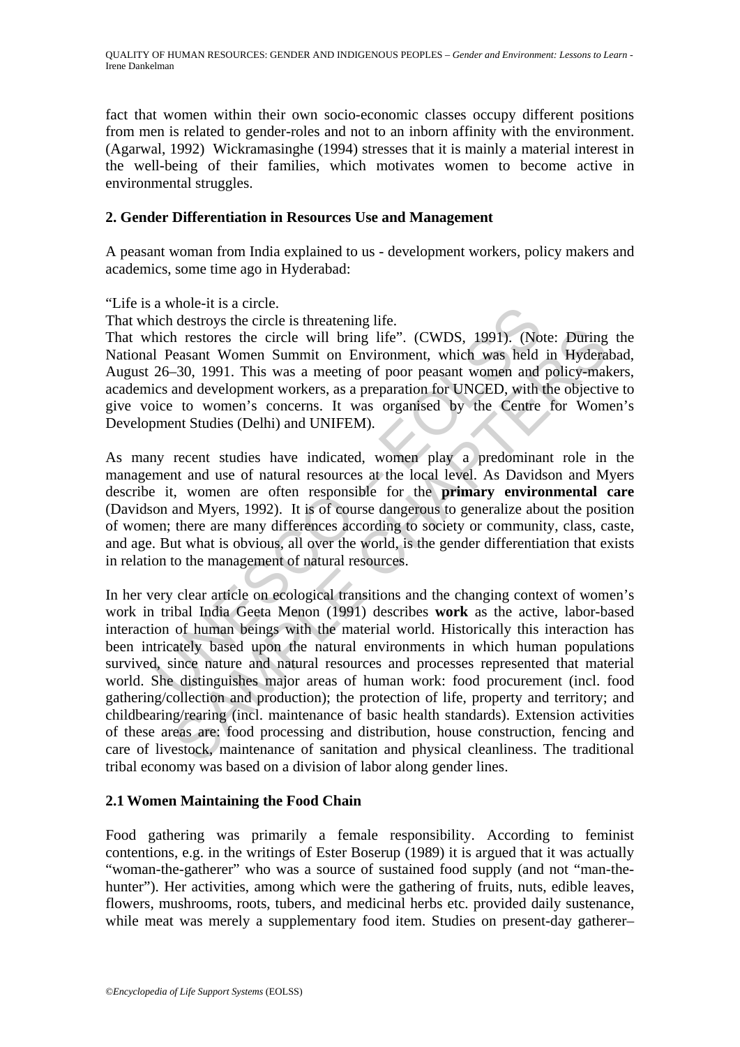fact that women within their own socio-economic classes occupy different positions from men is related to gender-roles and not to an inborn affinity with the environment. (Agarwal, 1992) Wickramasinghe (1994) stresses that it is mainly a material interest in the well-being of their families, which motivates women to become active in environmental struggles.

## 2. Gender Differentiation in Resources Use and Management

A peasant woman from India explained to us - development workers, policy makers and academics, some time ago in Hyderabad:

"Life is a whole-it is a circle.
That which destroys the circle is threatening life.
That which restores the circle will bring life". (CWDS, 1991). (Note: During the National Peasant Women Summit on Environment, which was held in Hyderabad, August 26–30, 1991. This was a meeting of poor peasant women and policy-makers, academics and development workers, as a preparation for UNCED, with the objective to give voice to women's concerns. It was organised by the Centre for Women's Development Studies (Delhi) and UNIFEM).

As many recent studies have indicated, women play a predominant role in the management and use of natural resources at the local level. As Davidson and Myers describe it, women are often responsible for the **primary environmental care** (Davidson and Myers, 1992). It is of course dangerous to generalize about the position of women; there are many differences according to society or community, class, caste, and age. But what is obvious, all over the world, is the gender differentiation that exists in relation to the management of natural resources.

In her very clear article on ecological transitions and the changing context of women's work in tribal India Geeta Menon (1991) describes **work** as the active, labor-based interaction of human beings with the material world. Historically this interaction has been intricately based upon the natural environments in which human populations survived, since nature and natural resources and processes represented that material world. She distinguishes major areas of human work: food procurement (incl. food gathering/collection and production); the protection of life, property and territory; and childbearing/rearing (incl. maintenance of basic health standards). Extension activities of these areas are: food processing and distribution, house construction, fencing and care of livestock, maintenance of sanitation and physical cleanliness. The traditional tribal economy was based on a division of labor along gender lines.

### 2.1 Women Maintaining the Food Chain

Food gathering was primarily a female responsibility. According to feminist contentions, e.g. in the writings of Ester Boserup (1989) it is argued that it was actually "woman-the-gatherer" who was a source of sustained food supply (and not "man-the-hunter"). Her activities, among which were the gathering of fruits, nuts, edible leaves, flowers, mushrooms, roots, tubers, and medicinal herbs etc. provided daily sustenance, while meat was merely a supplementary food item. Studies on present-day gatherer–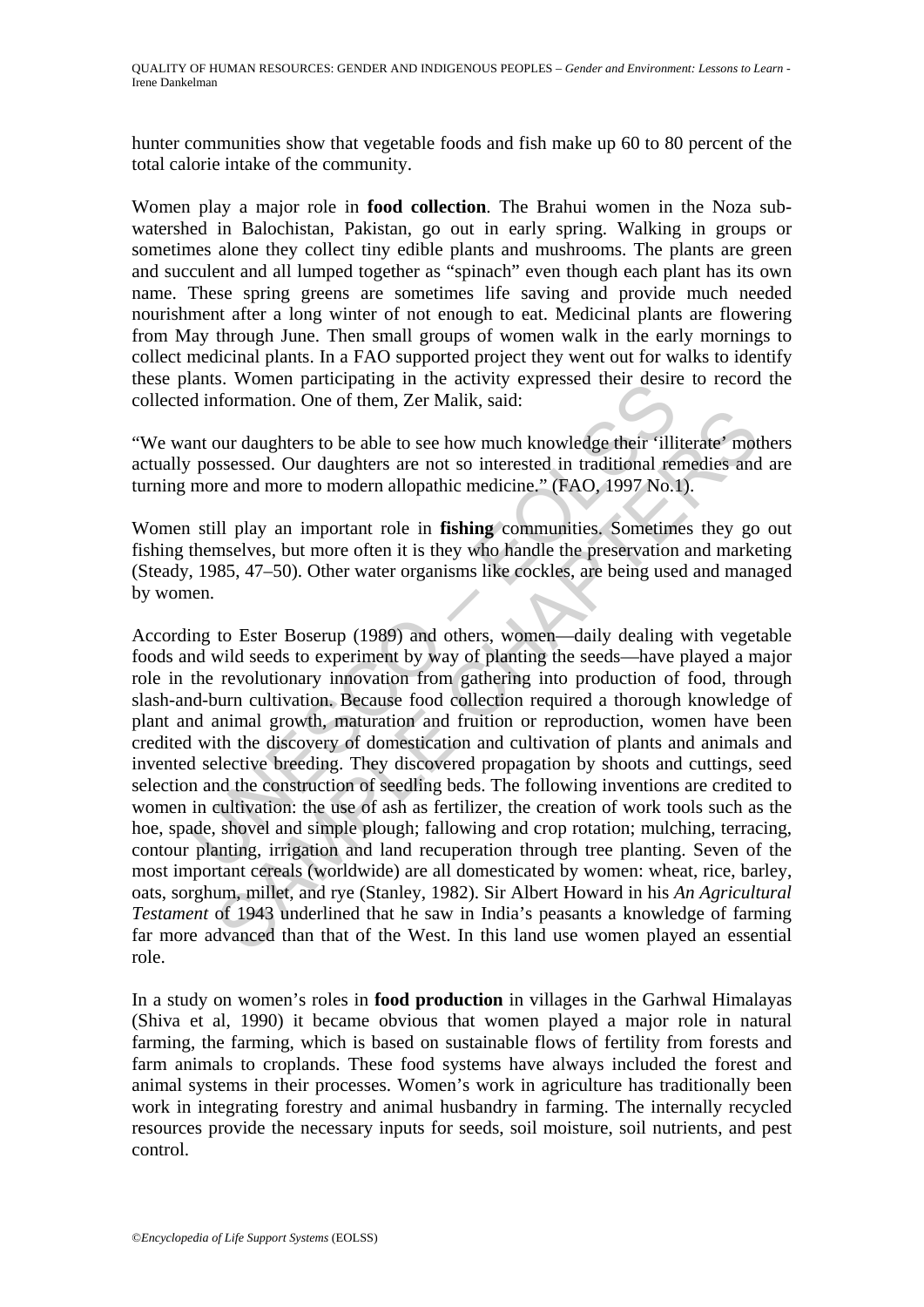hunter communities show that vegetable foods and fish make up 60 to 80 percent of the total calorie intake of the community.

Women play a major role in **food collection**. The Brahui women in the Noza sub-watershed in Balochistan, Pakistan, go out in early spring. Walking in groups or sometimes alone they collect tiny edible plants and mushrooms. The plants are green and succulent and all lumped together as "spinach" even though each plant has its own name. These spring greens are sometimes life saving and provide much needed nourishment after a long winter of not enough to eat. Medicinal plants are flowering from May through June. Then small groups of women walk in the early mornings to collect medicinal plants. In a FAO supported project they went out for walks to identify these plants. Women participating in the activity expressed their desire to record the collected information. One of them, Zer Malik, said:

"We want our daughters to be able to see how much knowledge their 'illiterate' mothers actually possessed. Our daughters are not so interested in traditional remedies and are turning more and more to modern allopathic medicine." (FAO, 1997 No.1).

Women still play an important role in **fishing** communities. Sometimes they go out fishing themselves, but more often it is they who handle the preservation and marketing (Steady, 1985, 47–50). Other water organisms like cockles, are being used and managed by women.

According to Ester Boserup (1989) and others, women—daily dealing with vegetable foods and wild seeds to experiment by way of planting the seeds—have played a major role in the revolutionary innovation from gathering into production of food, through slash-and-burn cultivation. Because food collection required a thorough knowledge of plant and animal growth, maturation and fruition or reproduction, women have been credited with the discovery of domestication and cultivation of plants and animals and invented selective breeding. They discovered propagation by shoots and cuttings, seed selection and the construction of seedling beds. The following inventions are credited to women in cultivation: the use of ash as fertilizer, the creation of work tools such as the hoe, spade, shovel and simple plough; fallowing and crop rotation; mulching, terracing, contour planting, irrigation and land recuperation through tree planting. Seven of the most important cereals (worldwide) are all domesticated by women: wheat, rice, barley, oats, sorghum, millet, and rye (Stanley, 1982). Sir Albert Howard in his *An Agricultural Testament* of 1943 underlined that he saw in India's peasants a knowledge of farming far more advanced than that of the West. In this land use women played an essential role.

In a study on women's roles in **food production** in villages in the Garhwal Himalayas (Shiva et al, 1990) it became obvious that women played a major role in natural farming, the farming, which is based on sustainable flows of fertility from forests and farm animals to croplands. These food systems have always included the forest and animal systems in their processes. Women's work in agriculture has traditionally been work in integrating forestry and animal husbandry in farming. The internally recycled resources provide the necessary inputs for seeds, soil moisture, soil nutrients, and pest control.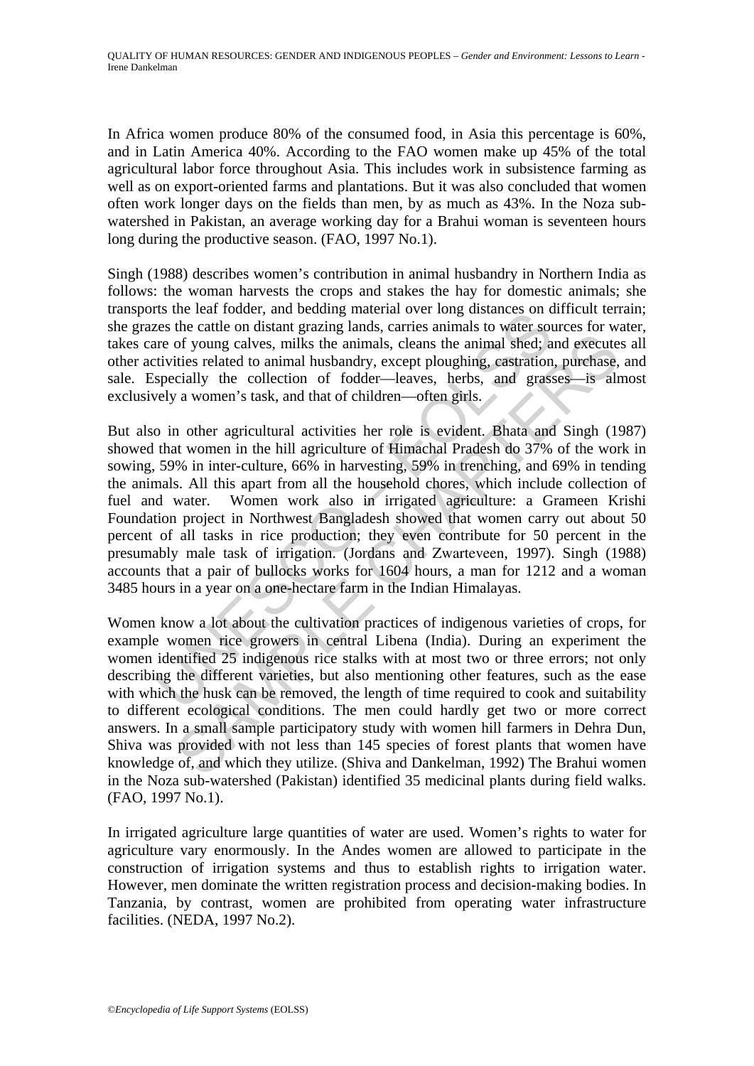In Africa women produce 80% of the consumed food, in Asia this percentage is 60%, and in Latin America 40%. According to the FAO women make up 45% of the total agricultural labor force throughout Asia. This includes work in subsistence farming as well as on export-oriented farms and plantations. But it was also concluded that women often work longer days on the fields than men, by as much as 43%. In the Noza sub-watershed in Pakistan, an average working day for a Brahui woman is seventeen hours long during the productive season. (FAO, 1997 No.1).

Singh (1988) describes women's contribution in animal husbandry in Northern India as follows: the woman harvests the crops and stakes the hay for domestic animals; she transports the leaf fodder, and bedding material over long distances on difficult terrain; she grazes the cattle on distant grazing lands, carries animals to water sources for water, takes care of young calves, milks the animals, cleans the animal shed; and executes all other activities related to animal husbandry, except ploughing, castration, purchase, and sale. Especially the collection of fodder—leaves, herbs, and grasses—is almost exclusively a women's task, and that of children—often girls.

But also in other agricultural activities her role is evident. Bhata and Singh (1987) showed that women in the hill agriculture of Himachal Pradesh do 37% of the work in sowing, 59% in inter-culture, 66% in harvesting, 59% in trenching, and 69% in tending the animals. All this apart from all the household chores, which include collection of fuel and water. Women work also in irrigated agriculture: a Grameen Krishi Foundation project in Northwest Bangladesh showed that women carry out about 50 percent of all tasks in rice production; they even contribute for 50 percent in the presumably male task of irrigation. (Jordans and Zwarteveen, 1997). Singh (1988) accounts that a pair of bullocks works for 1604 hours, a man for 1212 and a woman 3485 hours in a year on a one-hectare farm in the Indian Himalayas.

Women know a lot about the cultivation practices of indigenous varieties of crops, for example women rice growers in central Libena (India). During an experiment the women identified 25 indigenous rice stalks with at most two or three errors; not only describing the different varieties, but also mentioning other features, such as the ease with which the husk can be removed, the length of time required to cook and suitability to different ecological conditions. The men could hardly get two or more correct answers. In a small sample participatory study with women hill farmers in Dehra Dun, Shiva was provided with not less than 145 species of forest plants that women have knowledge of, and which they utilize. (Shiva and Dankelman, 1992) The Brahui women in the Noza sub-watershed (Pakistan) identified 35 medicinal plants during field walks. (FAO, 1997 No.1).

In irrigated agriculture large quantities of water are used. Women's rights to water for agriculture vary enormously. In the Andes women are allowed to participate in the construction of irrigation systems and thus to establish rights to irrigation water. However, men dominate the written registration process and decision-making bodies. In Tanzania, by contrast, women are prohibited from operating water infrastructure facilities. (NEDA, 1997 No.2).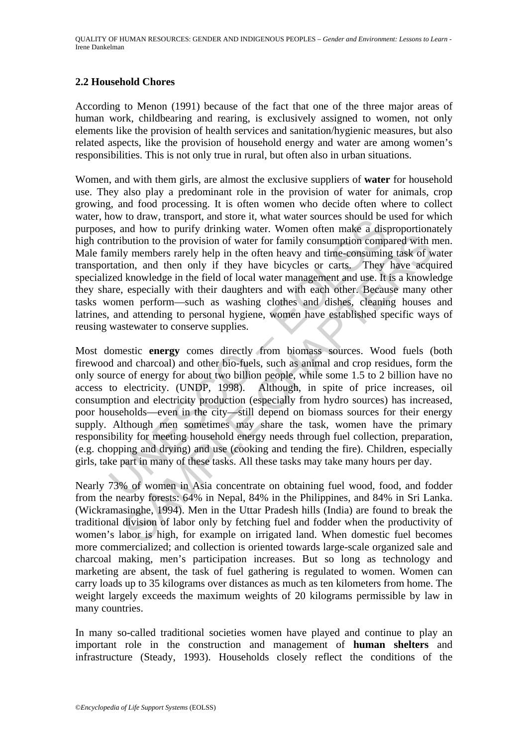## 2.2 Household Chores

According to Menon (1991) because of the fact that one of the three major areas of human work, childbearing and rearing, is exclusively assigned to women, not only elements like the provision of health services and sanitation/hygienic measures, but also related aspects, like the provision of household energy and water are among women's responsibilities. This is not only true in rural, but often also in urban situations.

Women, and with them girls, are almost the exclusive suppliers of **water** for household use. They also play a predominant role in the provision of water for animals, crop growing, and food processing. It is often women who decide often where to collect water, how to draw, transport, and store it, what water sources should be used for which purposes, and how to purify drinking water. Women often make a disproportionately high contribution to the provision of water for family consumption compared with men. Male family members rarely help in the often heavy and time-consuming task of water transportation, and then only if they have bicycles or carts. They have acquired specialized knowledge in the field of local water management and use. It is a knowledge they share, especially with their daughters and with each other. Because many other tasks women perform—such as washing clothes and dishes, cleaning houses and latrines, and attending to personal hygiene, women have established specific ways of reusing wastewater to conserve supplies.

Most domestic **energy** comes directly from biomass sources. Wood fuels (both firewood and charcoal) and other bio-fuels, such as animal and crop residues, form the only source of energy for about two billion people, while some 1.5 to 2 billion have no access to electricity. (UNDP, 1998). Although, in spite of price increases, oil consumption and electricity production (especially from hydro sources) has increased, poor households—even in the city—still depend on biomass sources for their energy supply. Although men sometimes may share the task, women have the primary responsibility for meeting household energy needs through fuel collection, preparation, (e.g. chopping and drying) and use (cooking and tending the fire). Children, especially girls, take part in many of these tasks. All these tasks may take many hours per day.

Nearly 73% of women in Asia concentrate on obtaining fuel wood, food, and fodder from the nearby forests: 64% in Nepal, 84% in the Philippines, and 84% in Sri Lanka. (Wickramasinghe, 1994). Men in the Uttar Pradesh hills (India) are found to break the traditional division of labor only by fetching fuel and fodder when the productivity of women's labor is high, for example on irrigated land. When domestic fuel becomes more commercialized; and collection is oriented towards large-scale organized sale and charcoal making, men's participation increases. But so long as technology and marketing are absent, the task of fuel gathering is regulated to women. Women can carry loads up to 35 kilograms over distances as much as ten kilometers from home. The weight largely exceeds the maximum weights of 20 kilograms permissible by law in many countries.

In many so-called traditional societies women have played and continue to play an important role in the construction and management of **human shelters** and infrastructure (Steady, 1993). Households closely reflect the conditions of the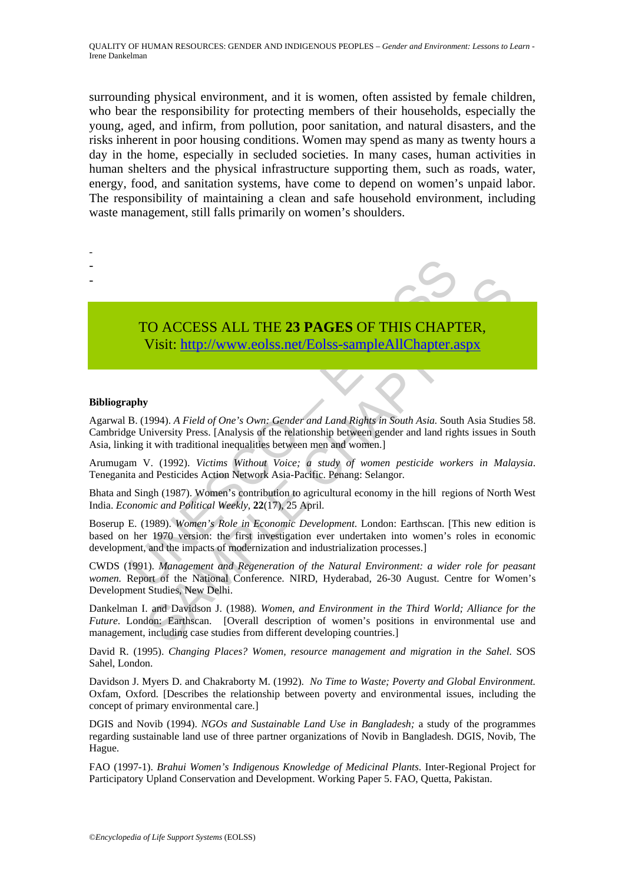surrounding physical environment, and it is women, often assisted by female children, who bear the responsibility for protecting members of their households, especially the young, aged, and infirm, from pollution, poor sanitation, and natural disasters, and the risks inherent in poor housing conditions. Women may spend as many as twenty hours a day in the home, especially in secluded societies. In many cases, human activities in human shelters and the physical infrastructure supporting them, such as roads, water, energy, food, and sanitation systems, have come to depend on women's unpaid labor. The responsibility of maintaining a clean and safe household environment, including waste management, still falls primarily on women's shoulders.

-
-
-

TO ACCESS ALL THE **23 PAGES** OF THIS CHAPTER,
Visit: http://www.eolss.net/Eolss-sampleAllChapter.aspx

**Bibliography**

Agarwal B. (1994). *A Field of One's Own: Gender and Land Rights in South Asia.* South Asia Studies 58. Cambridge University Press. [Analysis of the relationship between gender and land rights issues in South Asia, linking it with traditional inequalities between men and women.]

Arumugam V. (1992). *Victims Without Voice; a study of women pesticide workers in Malaysia*. Teneganita and Pesticides Action Network Asia-Pacific. Penang: Selangor.

Bhata and Singh (1987). Women's contribution to agricultural economy in the hill regions of North West India. *Economic and Political Weekly*, **22**(17), 25 April.

Boserup E. (1989). *Women's Role in Economic Development*. London: Earthscan. [This new edition is based on her 1970 version: the first investigation ever undertaken into women's roles in economic development, and the impacts of modernization and industrialization processes.]

CWDS (1991). *Management and Regeneration of the Natural Environment: a wider role for peasant women.* Report of the National Conference. NIRD, Hyderabad, 26-30 August. Centre for Women's Development Studies, New Delhi.

Dankelman I. and Davidson J. (1988). *Women, and Environment in the Third World; Alliance for the Future*. London: Earthscan. [Overall description of women's positions in environmental use and management, including case studies from different developing countries.]

David R. (1995). *Changing Places? Women, resource management and migration in the Sahel.* SOS Sahel, London.

Davidson J. Myers D. and Chakraborty M. (1992). *No Time to Waste; Poverty and Global Environment.* Oxfam, Oxford. [Describes the relationship between poverty and environmental issues, including the concept of primary environmental care.]

DGIS and Novib (1994). *NGOs and Sustainable Land Use in Bangladesh;* a study of the programmes regarding sustainable land use of three partner organizations of Novib in Bangladesh. DGIS, Novib, The Hague.

FAO (1997-1). *Brahui Women's Indigenous Knowledge of Medicinal Plants.* Inter-Regional Project for Participatory Upland Conservation and Development. Working Paper 5. FAO, Quetta, Pakistan.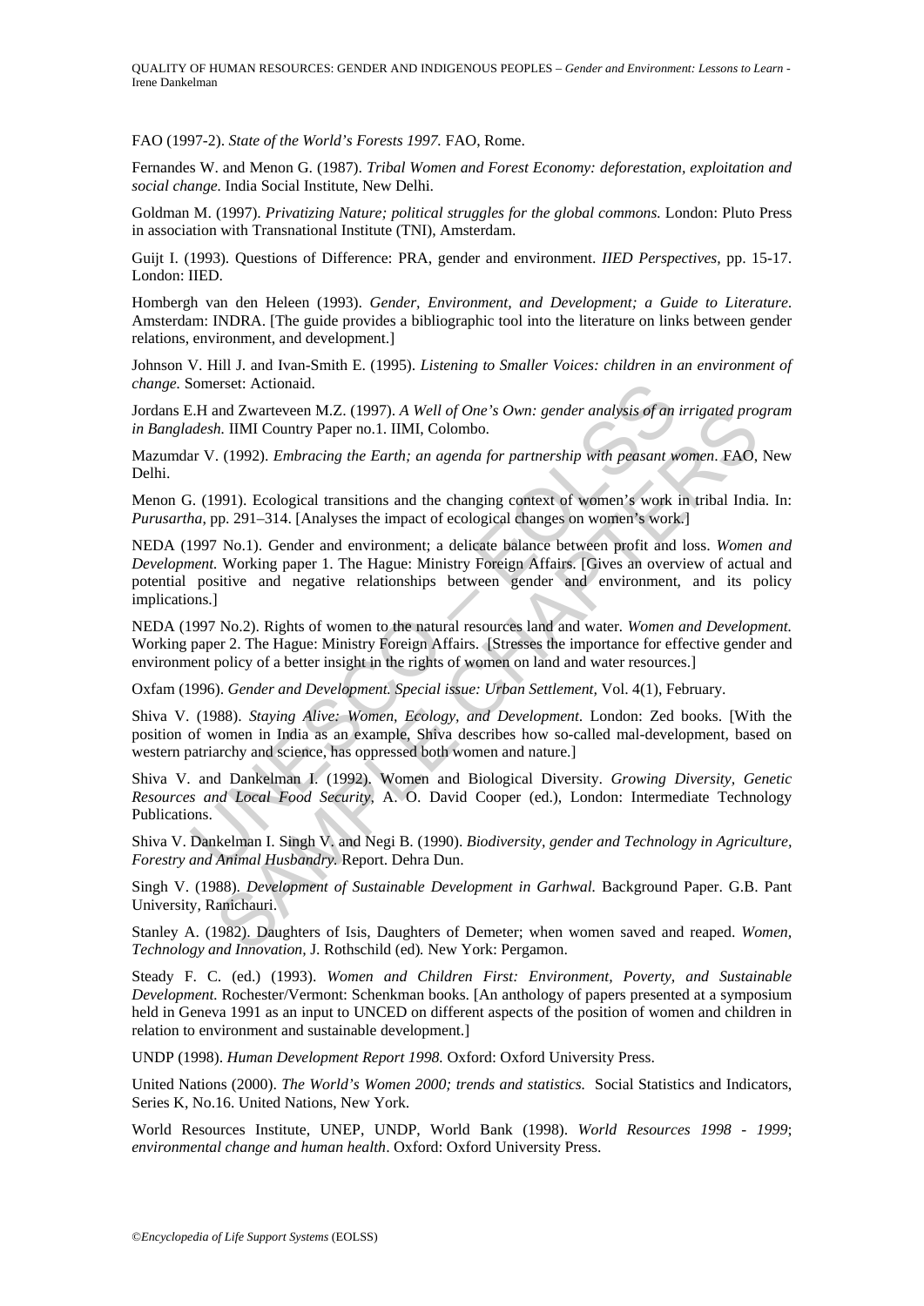FAO (1997-2). *State of the World's Forests 1997.* FAO, Rome.

Fernandes W. and Menon G. (1987). *Tribal Women and Forest Economy: deforestation, exploitation and social change.* India Social Institute, New Delhi.

Goldman M. (1997). *Privatizing Nature; political struggles for the global commons.* London: Pluto Press in association with Transnational Institute (TNI), Amsterdam.

Guijt I. (1993). Questions of Difference: PRA, gender and environment. *IIED Perspectives,* pp. 15-17. London: IIED.

Hombergh van den Heleen (1993). *Gender, Environment, and Development; a Guide to Literature.* Amsterdam: INDRA. [The guide provides a bibliographic tool into the literature on links between gender relations, environment, and development.]

Johnson V. Hill J. and Ivan-Smith E. (1995). *Listening to Smaller Voices: children in an environment of change.* Somerset: Actionaid.

Jordans E.H and Zwarteveen M.Z. (1997). *A Well of One's Own: gender analysis of an irrigated program in Bangladesh.* IIMI Country Paper no.1. IIMI, Colombo.

Mazumdar V. (1992). *Embracing the Earth; an agenda for partnership with peasant women*. FAO, New Delhi.

Menon G. (1991). Ecological transitions and the changing context of women's work in tribal India. In: *Purusartha*, pp. 291–314. [Analyses the impact of ecological changes on women's work.]

NEDA (1997 No.1). Gender and environment; a delicate balance between profit and loss. *Women and Development.* Working paper 1. The Hague: Ministry Foreign Affairs. [Gives an overview of actual and potential positive and negative relationships between gender and environment, and its policy implications.]

NEDA (1997 No.2). Rights of women to the natural resources land and water. *Women and Development.* Working paper 2. The Hague: Ministry Foreign Affairs. [Stresses the importance for effective gender and environment policy of a better insight in the rights of women on land and water resources.]

Oxfam (1996). *Gender and Development. Special issue: Urban Settlement*, Vol. 4(1), February.

Shiva V. (1988). *Staying Alive: Women, Ecology, and Development.* London: Zed books. [With the position of women in India as an example, Shiva describes how so-called mal-development, based on western patriarchy and science, has oppressed both women and nature.]

Shiva V. and Dankelman I. (1992). Women and Biological Diversity. *Growing Diversity, Genetic Resources and Local Food Security,* A. O. David Cooper (ed.), London: Intermediate Technology Publications.

Shiva V. Dankelman I. Singh V. and Negi B. (1990). *Biodiversity, gender and Technology in Agriculture, Forestry and Animal Husbandry.* Report. Dehra Dun.

Singh V. (1988). *Development of Sustainable Development in Garhwal.* Background Paper. G.B. Pant University, Ranichauri.

Stanley A. (1982). Daughters of Isis, Daughters of Demeter; when women saved and reaped. *Women, Technology and Innovation,* J. Rothschild (ed)*.* New York: Pergamon.

Steady F. C. (ed.) (1993). *Women and Children First: Environment, Poverty, and Sustainable Development.* Rochester/Vermont: Schenkman books. [An anthology of papers presented at a symposium held in Geneva 1991 as an input to UNCED on different aspects of the position of women and children in relation to environment and sustainable development.]

UNDP (1998). *Human Development Report 1998.* Oxford: Oxford University Press.

United Nations (2000). *The World's Women 2000; trends and statistics.* Social Statistics and Indicators, Series K, No.16. United Nations, New York.

World Resources Institute, UNEP, UNDP, World Bank (1998). *World Resources 1998 - 1999*; *environmental change and human health*. Oxford: Oxford University Press.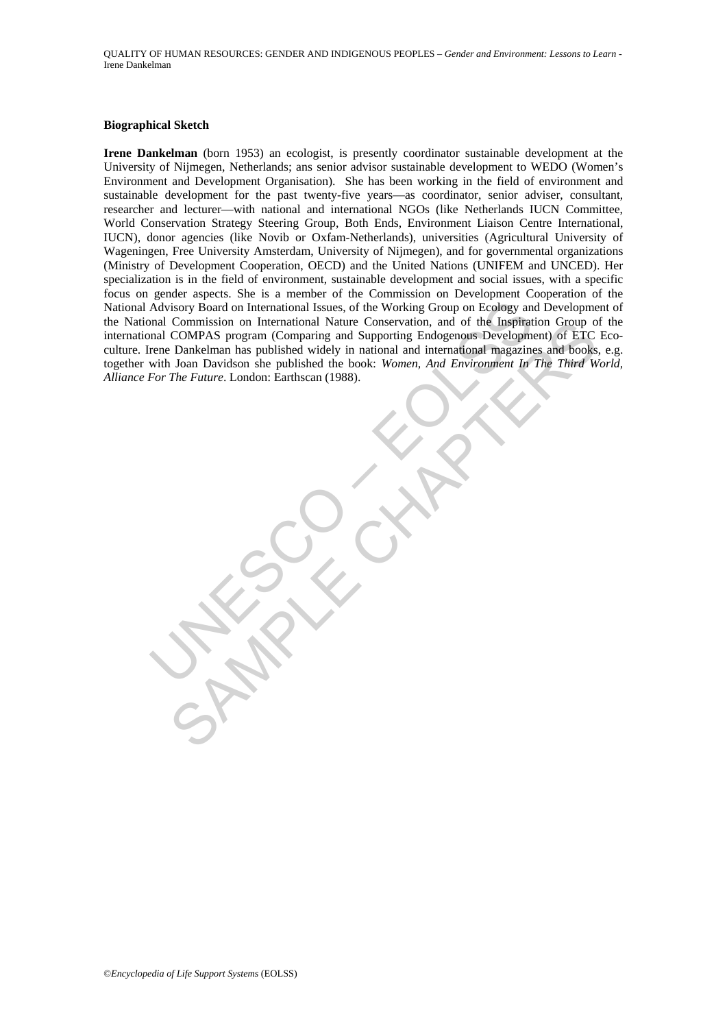### Biographical Sketch

**Irene Dankelman** (born 1953) an ecologist, is presently coordinator sustainable development at the University of Nijmegen, Netherlands; ans senior advisor sustainable development to WEDO (Women's Environment and Development Organisation). She has been working in the field of environment and sustainable development for the past twenty-five years—as coordinator, senior adviser, consultant, researcher and lecturer—with national and international NGOs (like Netherlands IUCN Committee, World Conservation Strategy Steering Group, Both Ends, Environment Liaison Centre International, IUCN), donor agencies (like Novib or Oxfam-Netherlands), universities (Agricultural University of Wageningen, Free University Amsterdam, University of Nijmegen), and for governmental organizations (Ministry of Development Cooperation, OECD) and the United Nations (UNIFEM and UNCED). Her specialization is in the field of environment, sustainable development and social issues, with a specific focus on gender aspects. She is a member of the Commission on Development Cooperation of the National Advisory Board on International Issues, of the Working Group on Ecology and Development of the National Commission on International Nature Conservation, and of the Inspiration Group of the international COMPAS program (Comparing and Supporting Endogenous Development) of ETC Eco-culture. Irene Dankelman has published widely in national and international magazines and books, e.g. together with Joan Davidson she published the book: *Women, And Environment In The Third World, Alliance For The Future*. London: Earthscan (1988).